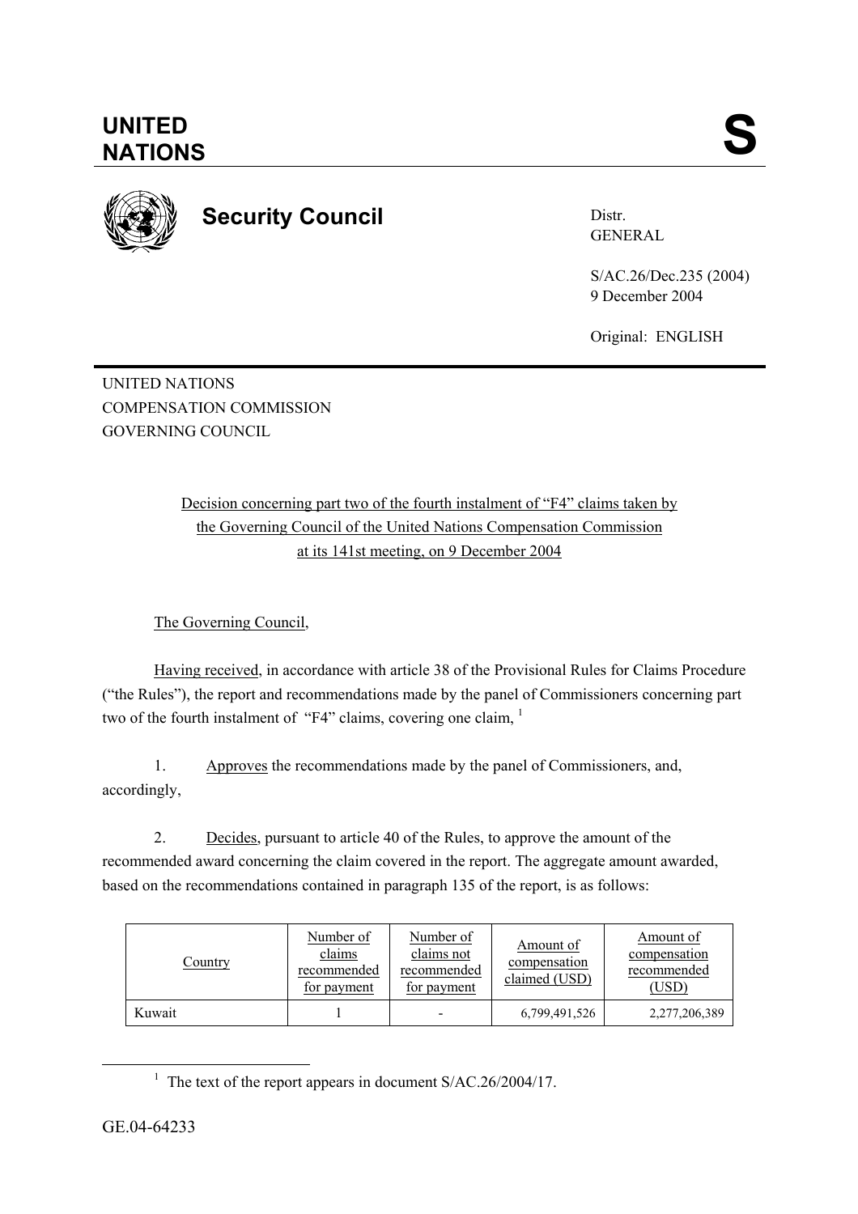# UNITED NATIONS

**S**

## Security Council

Distr.
GENERAL

S/AC.26/Dec.235 (2004)
9 December 2004

Original: ENGLISH

UNITED NATIONS
COMPENSATION COMMISSION
GOVERNING COUNCIL

Decision concerning part two of the fourth instalment of "F4" claims taken by the Governing Council of the United Nations Compensation Commission at its 141st meeting, on 9 December 2004

The Governing Council,

Having received, in accordance with article 38 of the Provisional Rules for Claims Procedure ("the Rules"), the report and recommendations made by the panel of Commissioners concerning part two of the fourth instalment of "F4" claims, covering one claim, [1]

1. Approves the recommendations made by the panel of Commissioners, and, accordingly,

2. Decides, pursuant to article 40 of the Rules, to approve the amount of the recommended award concerning the claim covered in the report. The aggregate amount awarded, based on the recommendations contained in paragraph 135 of the report, is as follows:

| Country | Number of claims recommended for payment | Number of claims not recommended for payment | Amount of compensation claimed (USD) | Amount of compensation recommended (USD) |
|---|---|---|---|---|
| Kuwait | 1 | - | 6,799,491,526 | 2,277,206,389 |

[1] The text of the report appears in document S/AC.26/2004/17.

GE.04-64233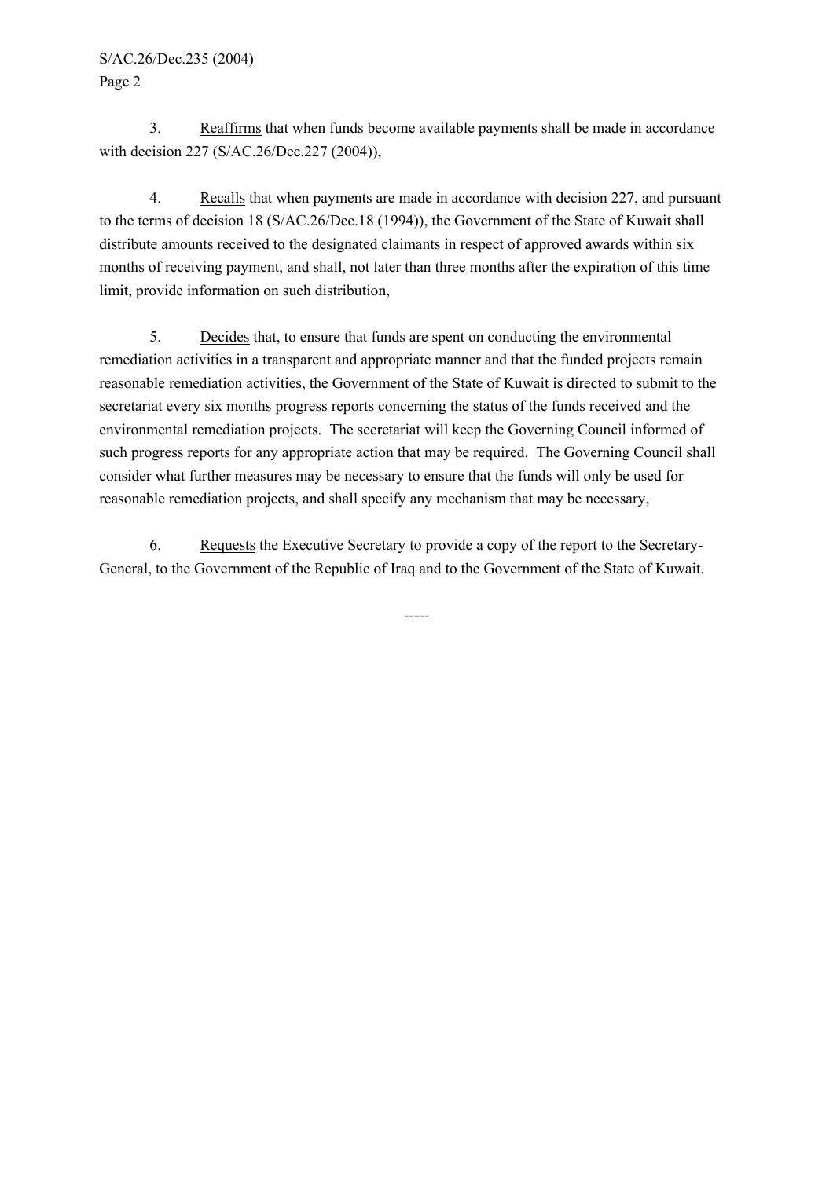3. Reaffirms that when funds become available payments shall be made in accordance with decision 227 (S/AC.26/Dec.227 (2004)),

4. Recalls that when payments are made in accordance with decision 227, and pursuant to the terms of decision 18 (S/AC.26/Dec.18 (1994)), the Government of the State of Kuwait shall distribute amounts received to the designated claimants in respect of approved awards within six months of receiving payment, and shall, not later than three months after the expiration of this time limit, provide information on such distribution,

5. Decides that, to ensure that funds are spent on conducting the environmental remediation activities in a transparent and appropriate manner and that the funded projects remain reasonable remediation activities, the Government of the State of Kuwait is directed to submit to the secretariat every six months progress reports concerning the status of the funds received and the environmental remediation projects. The secretariat will keep the Governing Council informed of such progress reports for any appropriate action that may be required. The Governing Council shall consider what further measures may be necessary to ensure that the funds will only be used for reasonable remediation projects, and shall specify any mechanism that may be necessary,

6. Requests the Executive Secretary to provide a copy of the report to the Secretary-General, to the Government of the Republic of Iraq and to the Government of the State of Kuwait.

-----